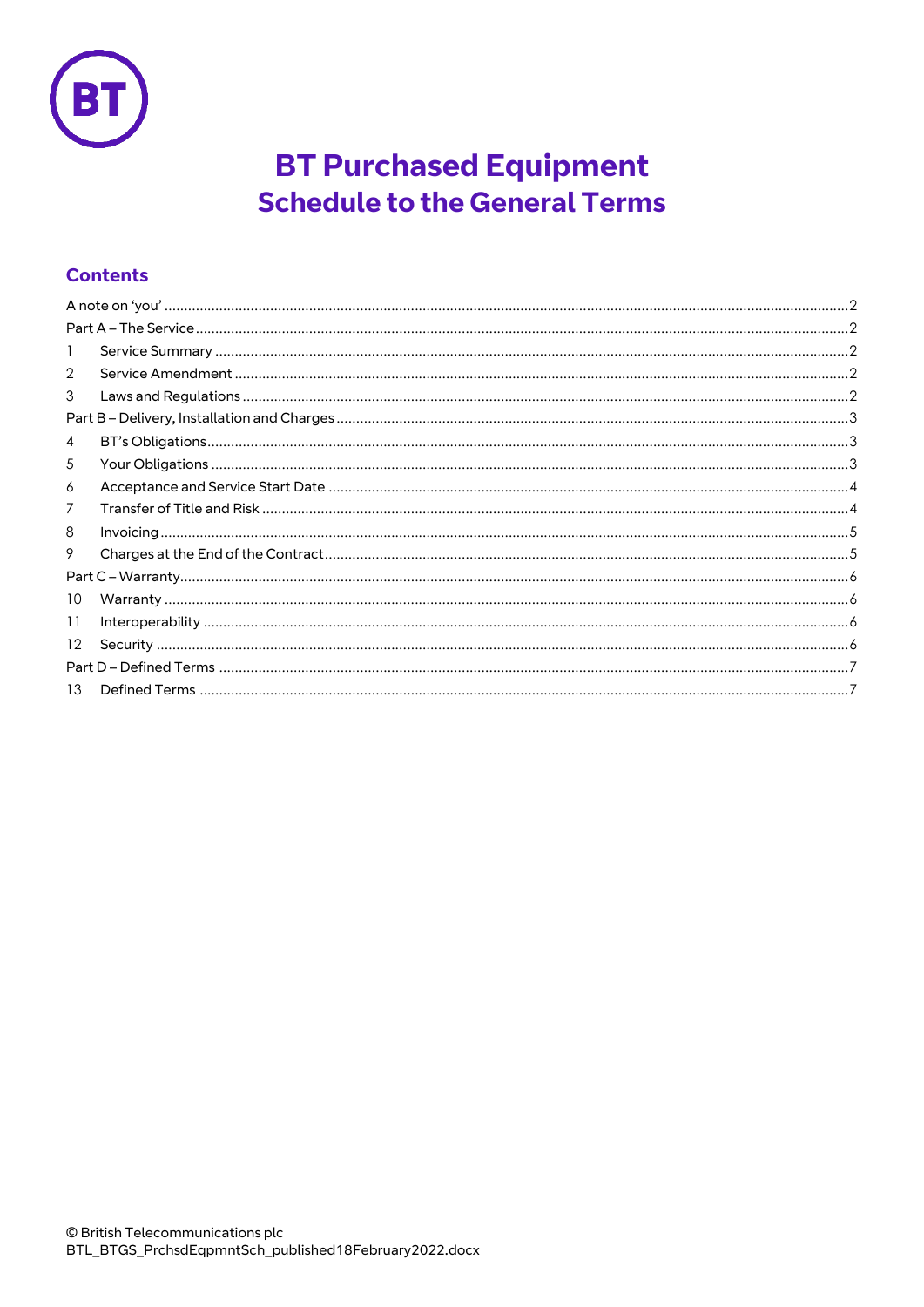# BT Purchased Equipment
## Schedule to the General Terms

### Contents

A note on 'you' .......... 2
Part A – The Service .......... 2
1 Service Summary .......... 2
2 Service Amendment .......... 2
3 Laws and Regulations .......... 2
Part B – Delivery, Installation and Charges .......... 3
4 BT's Obligations .......... 3
5 Your Obligations .......... 3
6 Acceptance and Service Start Date .......... 4
7 Transfer of Title and Risk .......... 4
8 Invoicing .......... 5
9 Charges at the End of the Contract .......... 5
Part C – Warranty .......... 6
10 Warranty .......... 6
11 Interoperability .......... 6
12 Security .......... 6
Part D – Defined Terms .......... 7
13 Defined Terms .......... 7

© British Telecommunications plc
BTL_BTGS_PrchsdEqpmntSch_published18February2022.docx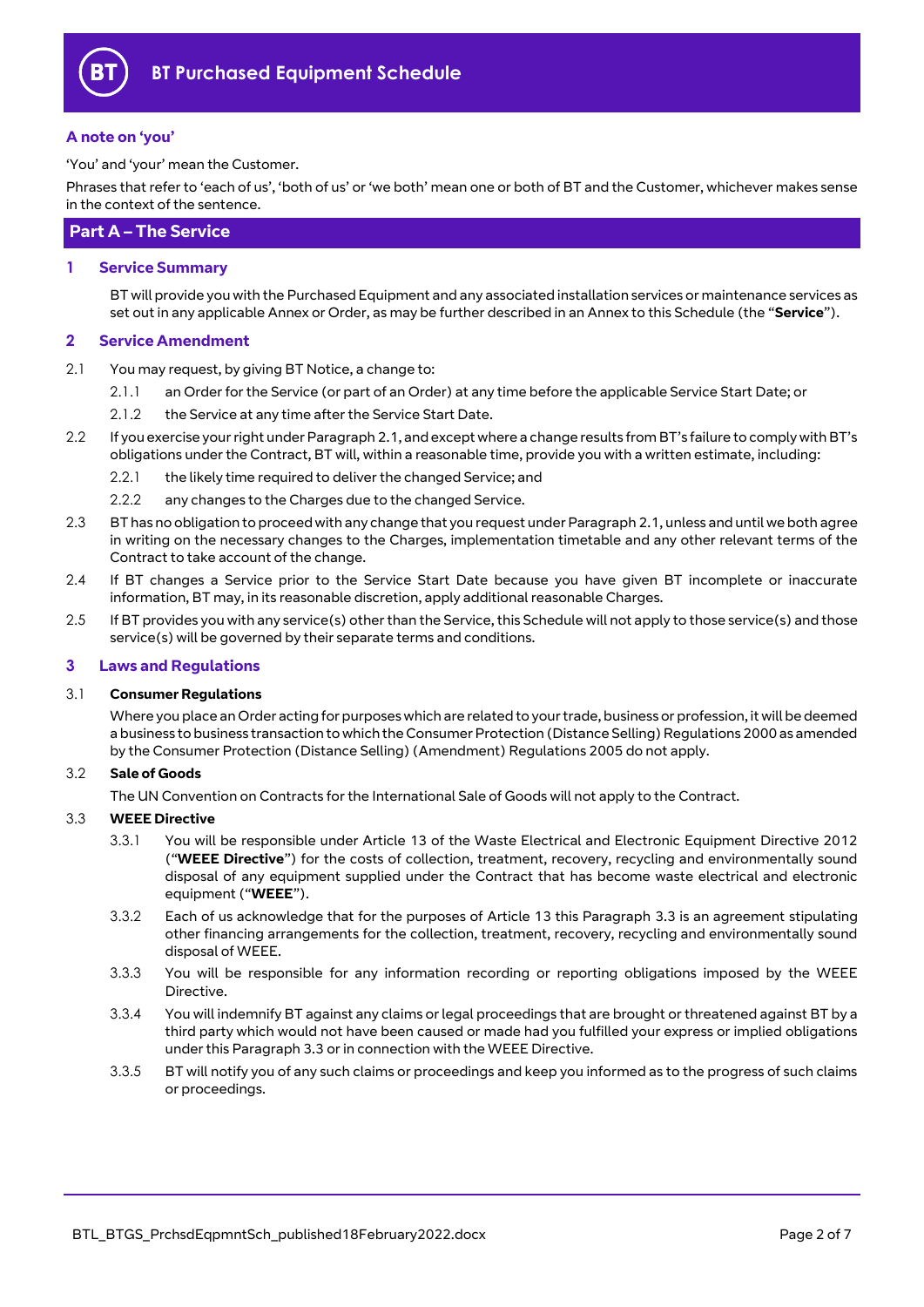# BT Purchased Equipment Schedule

## A note on 'you'

'You' and 'your' mean the Customer.

Phrases that refer to 'each of us', 'both of us' or 'we both' mean one or both of BT and the Customer, whichever makes sense in the context of the sentence.

## Part A – The Service

### 1 Service Summary

BT will provide you with the Purchased Equipment and any associated installation services or maintenance services as set out in any applicable Annex or Order, as may be further described in an Annex to this Schedule (the "**Service**").

### 2 Service Amendment

2.1 You may request, by giving BT Notice, a change to:

- 2.1.1 an Order for the Service (or part of an Order) at any time before the applicable Service Start Date; or
- 2.1.2 the Service at any time after the Service Start Date.

2.2 If you exercise your right under Paragraph 2.1, and except where a change results from BT's failure to comply with BT's obligations under the Contract, BT will, within a reasonable time, provide you with a written estimate, including:

- 2.2.1 the likely time required to deliver the changed Service; and
- 2.2.2 any changes to the Charges due to the changed Service.

2.3 BT has no obligation to proceed with any change that you request under Paragraph 2.1, unless and until we both agree in writing on the necessary changes to the Charges, implementation timetable and any other relevant terms of the Contract to take account of the change.

2.4 If BT changes a Service prior to the Service Start Date because you have given BT incomplete or inaccurate information, BT may, in its reasonable discretion, apply additional reasonable Charges.

2.5 If BT provides you with any service(s) other than the Service, this Schedule will not apply to those service(s) and those service(s) will be governed by their separate terms and conditions.

### 3 Laws and Regulations

3.1 **Consumer Regulations**

Where you place an Order acting for purposes which are related to your trade, business or profession, it will be deemed a business to business transaction to which the Consumer Protection (Distance Selling) Regulations 2000 as amended by the Consumer Protection (Distance Selling) (Amendment) Regulations 2005 do not apply.

3.2 **Sale of Goods**

The UN Convention on Contracts for the International Sale of Goods will not apply to the Contract.

3.3 **WEEE Directive**

- 3.3.1 You will be responsible under Article 13 of the Waste Electrical and Electronic Equipment Directive 2012 ("**WEEE Directive**") for the costs of collection, treatment, recovery, recycling and environmentally sound disposal of any equipment supplied under the Contract that has become waste electrical and electronic equipment ("**WEEE**").
- 3.3.2 Each of us acknowledge that for the purposes of Article 13 this Paragraph 3.3 is an agreement stipulating other financing arrangements for the collection, treatment, recovery, recycling and environmentally sound disposal of WEEE.
- 3.3.3 You will be responsible for any information recording or reporting obligations imposed by the WEEE Directive.
- 3.3.4 You will indemnify BT against any claims or legal proceedings that are brought or threatened against BT by a third party which would not have been caused or made had you fulfilled your express or implied obligations under this Paragraph 3.3 or in connection with the WEEE Directive.
- 3.3.5 BT will notify you of any such claims or proceedings and keep you informed as to the progress of such claims or proceedings.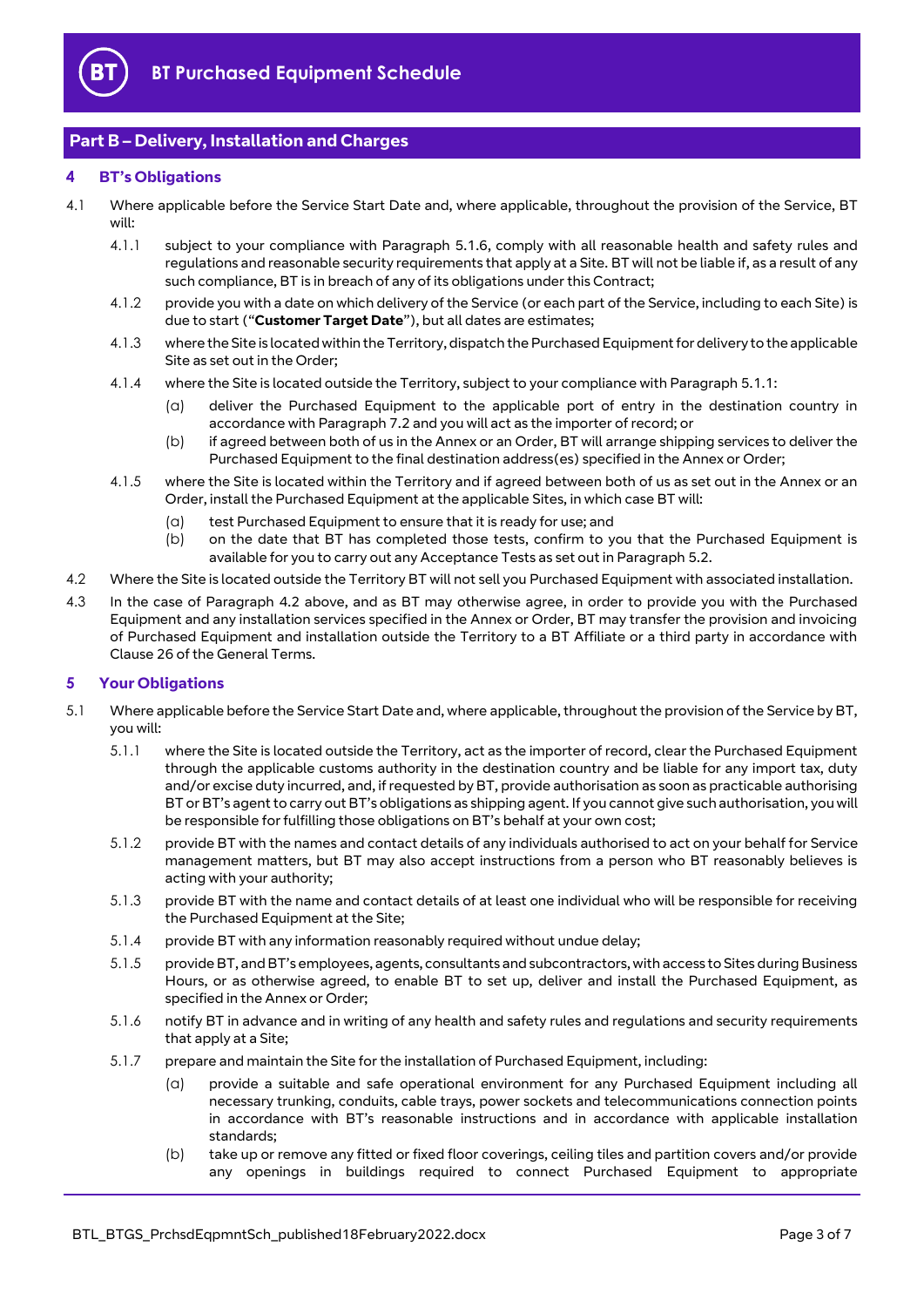## Part B – Delivery, Installation and Charges

### 4 BT's Obligations

4.1 Where applicable before the Service Start Date and, where applicable, throughout the provision of the Service, BT will:

4.1.1 subject to your compliance with Paragraph 5.1.6, comply with all reasonable health and safety rules and regulations and reasonable security requirements that apply at a Site. BT will not be liable if, as a result of any such compliance, BT is in breach of any of its obligations under this Contract;

4.1.2 provide you with a date on which delivery of the Service (or each part of the Service, including to each Site) is due to start ("**Customer Target Date**"), but all dates are estimates;

4.1.3 where the Site is located within the Territory, dispatch the Purchased Equipment for delivery to the applicable Site as set out in the Order;

4.1.4 where the Site is located outside the Territory, subject to your compliance with Paragraph 5.1.1:

(a) deliver the Purchased Equipment to the applicable port of entry in the destination country in accordance with Paragraph 7.2 and you will act as the importer of record; or

(b) if agreed between both of us in the Annex or an Order, BT will arrange shipping services to deliver the Purchased Equipment to the final destination address(es) specified in the Annex or Order;

4.1.5 where the Site is located within the Territory and if agreed between both of us as set out in the Annex or an Order, install the Purchased Equipment at the applicable Sites, in which case BT will:

(a) test Purchased Equipment to ensure that it is ready for use; and

(b) on the date that BT has completed those tests, confirm to you that the Purchased Equipment is available for you to carry out any Acceptance Tests as set out in Paragraph 5.2.

4.2 Where the Site is located outside the Territory BT will not sell you Purchased Equipment with associated installation.

4.3 In the case of Paragraph 4.2 above, and as BT may otherwise agree, in order to provide you with the Purchased Equipment and any installation services specified in the Annex or Order, BT may transfer the provision and invoicing of Purchased Equipment and installation outside the Territory to a BT Affiliate or a third party in accordance with Clause 26 of the General Terms.

### 5 Your Obligations

5.1 Where applicable before the Service Start Date and, where applicable, throughout the provision of the Service by BT, you will:

5.1.1 where the Site is located outside the Territory, act as the importer of record, clear the Purchased Equipment through the applicable customs authority in the destination country and be liable for any import tax, duty and/or excise duty incurred, and, if requested by BT, provide authorisation as soon as practicable authorising BT or BT's agent to carry out BT's obligations as shipping agent. If you cannot give such authorisation, you will be responsible for fulfilling those obligations on BT's behalf at your own cost;

5.1.2 provide BT with the names and contact details of any individuals authorised to act on your behalf for Service management matters, but BT may also accept instructions from a person who BT reasonably believes is acting with your authority;

5.1.3 provide BT with the name and contact details of at least one individual who will be responsible for receiving the Purchased Equipment at the Site;

5.1.4 provide BT with any information reasonably required without undue delay;

5.1.5 provide BT, and BT's employees, agents, consultants and subcontractors, with access to Sites during Business Hours, or as otherwise agreed, to enable BT to set up, deliver and install the Purchased Equipment, as specified in the Annex or Order;

5.1.6 notify BT in advance and in writing of any health and safety rules and regulations and security requirements that apply at a Site;

5.1.7 prepare and maintain the Site for the installation of Purchased Equipment, including:

(a) provide a suitable and safe operational environment for any Purchased Equipment including all necessary trunking, conduits, cable trays, power sockets and telecommunications connection points in accordance with BT's reasonable instructions and in accordance with applicable installation standards;

(b) take up or remove any fitted or fixed floor coverings, ceiling tiles and partition covers and/or provide any openings in buildings required to connect Purchased Equipment to appropriate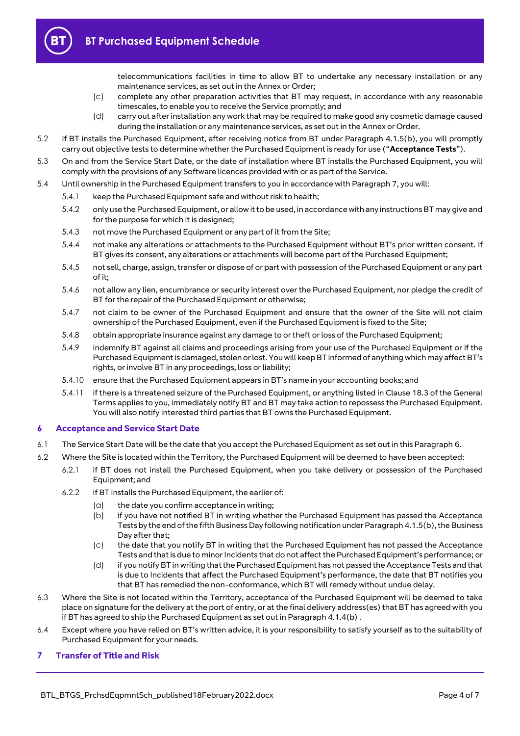telecommunications facilities in time to allow BT to undertake any necessary installation or any maintenance services, as set out in the Annex or Order;

(c) complete any other preparation activities that BT may request, in accordance with any reasonable timescales, to enable you to receive the Service promptly; and

(d) carry out after installation any work that may be required to make good any cosmetic damage caused during the installation or any maintenance services, as set out in the Annex or Order.

5.2 If BT installs the Purchased Equipment, after receiving notice from BT under Paragraph 4.1.5(b), you will promptly carry out objective tests to determine whether the Purchased Equipment is ready for use ("**Acceptance Tests**").

5.3 On and from the Service Start Date, or the date of installation where BT installs the Purchased Equipment, you will comply with the provisions of any Software licences provided with or as part of the Service.

5.4 Until ownership in the Purchased Equipment transfers to you in accordance with Paragraph 7, you will:

5.4.1 keep the Purchased Equipment safe and without risk to health;

5.4.2 only use the Purchased Equipment, or allow it to be used, in accordance with any instructions BT may give and for the purpose for which it is designed;

5.4.3 not move the Purchased Equipment or any part of it from the Site;

5.4.4 not make any alterations or attachments to the Purchased Equipment without BT's prior written consent. If BT gives its consent, any alterations or attachments will become part of the Purchased Equipment;

5.4.5 not sell, charge, assign, transfer or dispose of or part with possession of the Purchased Equipment or any part of it;

5.4.6 not allow any lien, encumbrance or security interest over the Purchased Equipment, nor pledge the credit of BT for the repair of the Purchased Equipment or otherwise;

5.4.7 not claim to be owner of the Purchased Equipment and ensure that the owner of the Site will not claim ownership of the Purchased Equipment, even if the Purchased Equipment is fixed to the Site;

5.4.8 obtain appropriate insurance against any damage to or theft or loss of the Purchased Equipment;

5.4.9 indemnify BT against all claims and proceedings arising from your use of the Purchased Equipment or if the Purchased Equipment is damaged, stolen or lost. You will keep BT informed of anything which may affect BT's rights, or involve BT in any proceedings, loss or liability;

5.4.10 ensure that the Purchased Equipment appears in BT's name in your accounting books; and

5.4.11 if there is a threatened seizure of the Purchased Equipment, or anything listed in Clause 18.3 of the General Terms applies to you, immediately notify BT and BT may take action to repossess the Purchased Equipment. You will also notify interested third parties that BT owns the Purchased Equipment.

## 6 Acceptance and Service Start Date

6.1 The Service Start Date will be the date that you accept the Purchased Equipment as set out in this Paragraph 6.

6.2 Where the Site is located within the Territory, the Purchased Equipment will be deemed to have been accepted:

6.2.1 if BT does not install the Purchased Equipment, when you take delivery or possession of the Purchased Equipment; and

6.2.2 if BT installs the Purchased Equipment, the earlier of:

(a) the date you confirm acceptance in writing;

(b) if you have not notified BT in writing whether the Purchased Equipment has passed the Acceptance Tests by the end of the fifth Business Day following notification under Paragraph 4.1.5(b), the Business Day after that;

(c) the date that you notify BT in writing that the Purchased Equipment has not passed the Acceptance Tests and that is due to minor Incidents that do not affect the Purchased Equipment's performance; or

(d) if you notify BT in writing that the Purchased Equipment has not passed the Acceptance Tests and that is due to Incidents that affect the Purchased Equipment's performance, the date that BT notifies you that BT has remedied the non-conformance, which BT will remedy without undue delay.

6.3 Where the Site is not located within the Territory, acceptance of the Purchased Equipment will be deemed to take place on signature for the delivery at the port of entry, or at the final delivery address(es) that BT has agreed with you if BT has agreed to ship the Purchased Equipment as set out in Paragraph 4.1.4(b) .

6.4 Except where you have relied on BT's written advice, it is your responsibility to satisfy yourself as to the suitability of Purchased Equipment for your needs.

## 7 Transfer of Title and Risk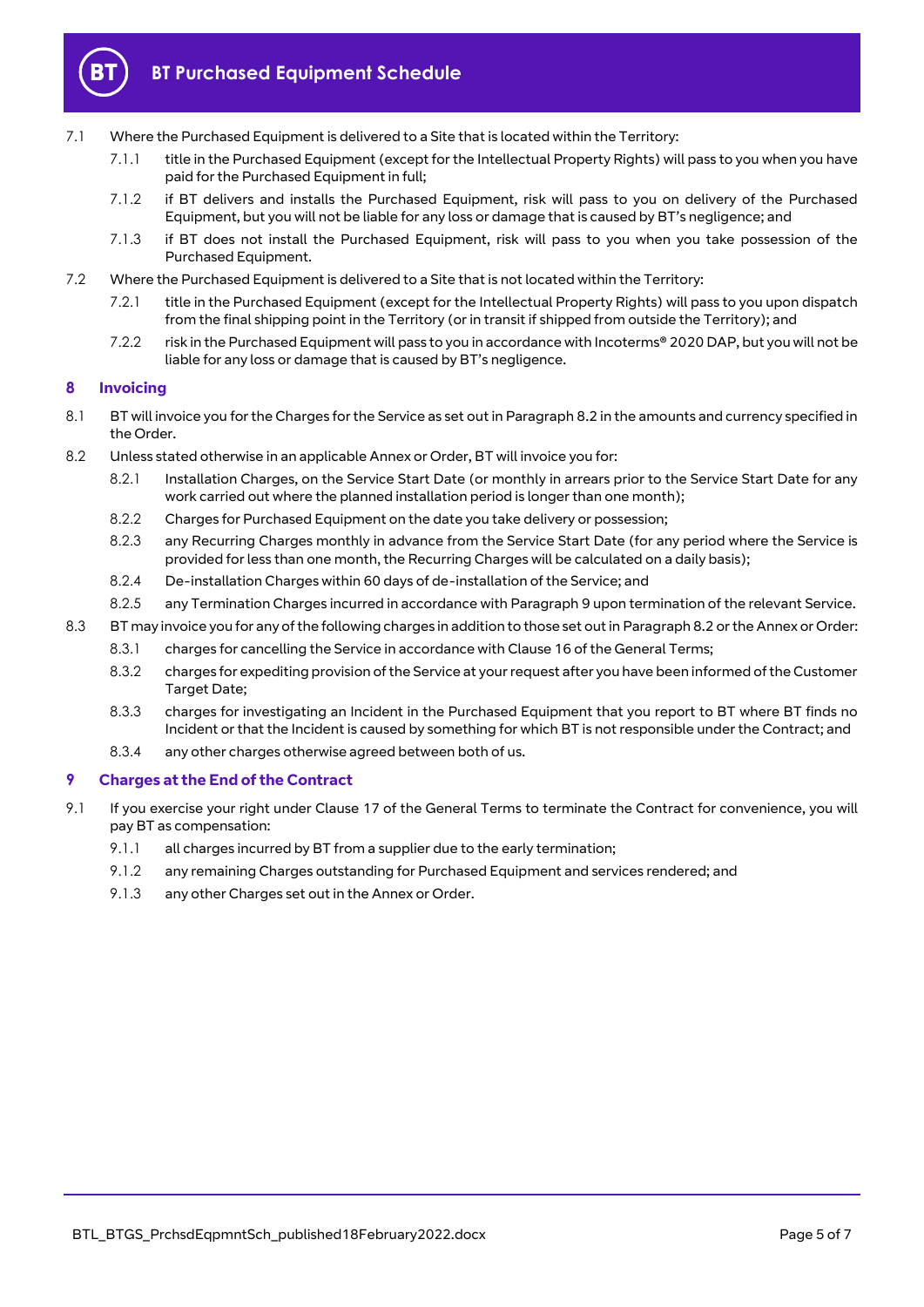7.1 Where the Purchased Equipment is delivered to a Site that is located within the Territory:

7.1.1 title in the Purchased Equipment (except for the Intellectual Property Rights) will pass to you when you have paid for the Purchased Equipment in full;

7.1.2 if BT delivers and installs the Purchased Equipment, risk will pass to you on delivery of the Purchased Equipment, but you will not be liable for any loss or damage that is caused by BT's negligence; and

7.1.3 if BT does not install the Purchased Equipment, risk will pass to you when you take possession of the Purchased Equipment.

7.2 Where the Purchased Equipment is delivered to a Site that is not located within the Territory:

7.2.1 title in the Purchased Equipment (except for the Intellectual Property Rights) will pass to you upon dispatch from the final shipping point in the Territory (or in transit if shipped from outside the Territory); and

7.2.2 risk in the Purchased Equipment will pass to you in accordance with Incoterms® 2020 DAP, but you will not be liable for any loss or damage that is caused by BT's negligence.

## 8 Invoicing

8.1 BT will invoice you for the Charges for the Service as set out in Paragraph 8.2 in the amounts and currency specified in the Order.

8.2 Unless stated otherwise in an applicable Annex or Order, BT will invoice you for:

8.2.1 Installation Charges, on the Service Start Date (or monthly in arrears prior to the Service Start Date for any work carried out where the planned installation period is longer than one month);

8.2.2 Charges for Purchased Equipment on the date you take delivery or possession;

8.2.3 any Recurring Charges monthly in advance from the Service Start Date (for any period where the Service is provided for less than one month, the Recurring Charges will be calculated on a daily basis);

8.2.4 De-installation Charges within 60 days of de-installation of the Service; and

8.2.5 any Termination Charges incurred in accordance with Paragraph 9 upon termination of the relevant Service.

8.3 BT may invoice you for any of the following charges in addition to those set out in Paragraph 8.2 or the Annex or Order:

8.3.1 charges for cancelling the Service in accordance with Clause 16 of the General Terms;

8.3.2 charges for expediting provision of the Service at your request after you have been informed of the Customer Target Date;

8.3.3 charges for investigating an Incident in the Purchased Equipment that you report to BT where BT finds no Incident or that the Incident is caused by something for which BT is not responsible under the Contract; and

8.3.4 any other charges otherwise agreed between both of us.

## 9 Charges at the End of the Contract

9.1 If you exercise your right under Clause 17 of the General Terms to terminate the Contract for convenience, you will pay BT as compensation:

9.1.1 all charges incurred by BT from a supplier due to the early termination;

9.1.2 any remaining Charges outstanding for Purchased Equipment and services rendered; and

9.1.3 any other Charges set out in the Annex or Order.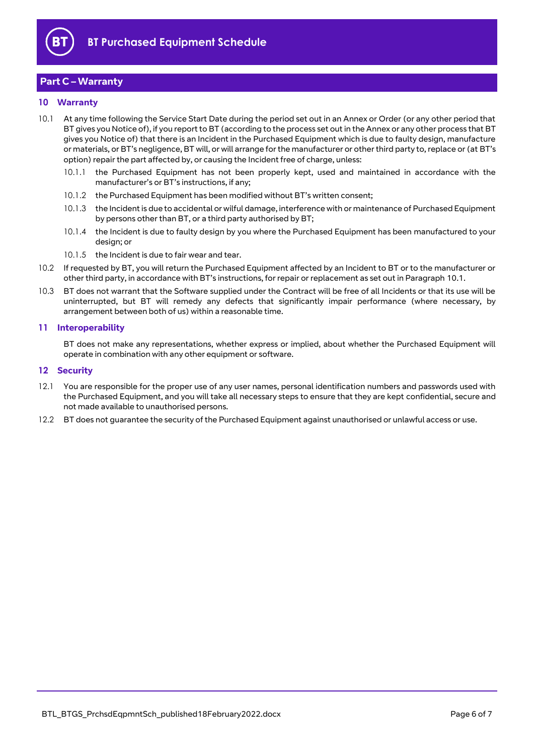## Part C – Warranty

### 10 Warranty

10.1 At any time following the Service Start Date during the period set out in an Annex or Order (or any other period that BT gives you Notice of), if you report to BT (according to the process set out in the Annex or any other process that BT gives you Notice of) that there is an Incident in the Purchased Equipment which is due to faulty design, manufacture or materials, or BT's negligence, BT will, or will arrange for the manufacturer or other third party to, replace or (at BT's option) repair the part affected by, or causing the Incident free of charge, unless:

10.1.1 the Purchased Equipment has not been properly kept, used and maintained in accordance with the manufacturer's or BT's instructions, if any;

10.1.2 the Purchased Equipment has been modified without BT's written consent;

10.1.3 the Incident is due to accidental or wilful damage, interference with or maintenance of Purchased Equipment by persons other than BT, or a third party authorised by BT;

10.1.4 the Incident is due to faulty design by you where the Purchased Equipment has been manufactured to your design; or

10.1.5 the Incident is due to fair wear and tear.

10.2 If requested by BT, you will return the Purchased Equipment affected by an Incident to BT or to the manufacturer or other third party, in accordance with BT's instructions, for repair or replacement as set out in Paragraph 10.1.

10.3 BT does not warrant that the Software supplied under the Contract will be free of all Incidents or that its use will be uninterrupted, but BT will remedy any defects that significantly impair performance (where necessary, by arrangement between both of us) within a reasonable time.

### 11 Interoperability

BT does not make any representations, whether express or implied, about whether the Purchased Equipment will operate in combination with any other equipment or software.

### 12 Security

12.1 You are responsible for the proper use of any user names, personal identification numbers and passwords used with the Purchased Equipment, and you will take all necessary steps to ensure that they are kept confidential, secure and not made available to unauthorised persons.

12.2 BT does not guarantee the security of the Purchased Equipment against unauthorised or unlawful access or use.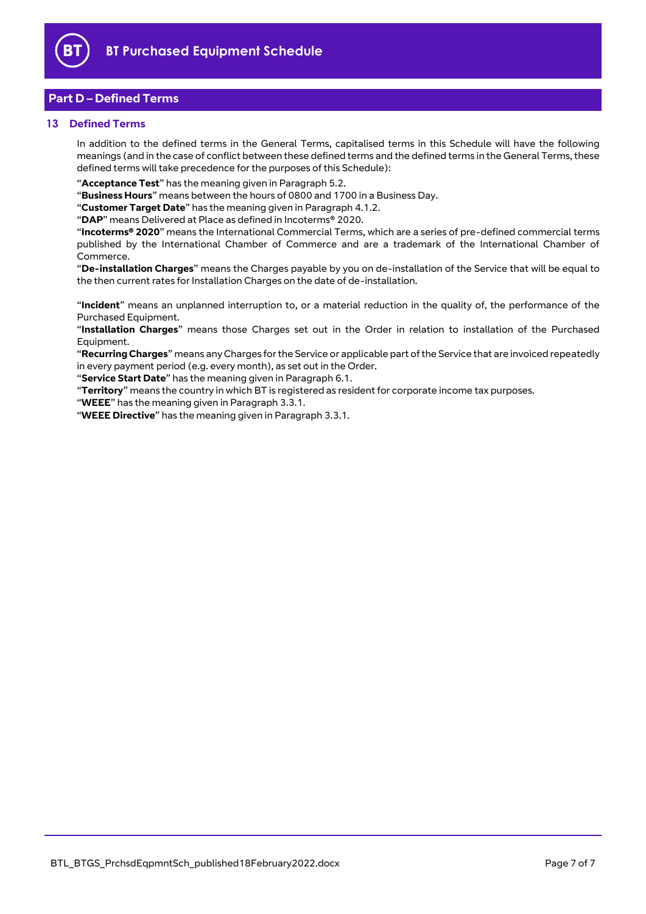## Part D – Defined Terms

### 13 Defined Terms

In addition to the defined terms in the General Terms, capitalised terms in this Schedule will have the following meanings (and in the case of conflict between these defined terms and the defined terms in the General Terms, these defined terms will take precedence for the purposes of this Schedule):

"**Acceptance Test**" has the meaning given in Paragraph 5.2.

"**Business Hours**" means between the hours of 0800 and 1700 in a Business Day.

"**Customer Target Date**" has the meaning given in Paragraph 4.1.2.

"**DAP**" means Delivered at Place as defined in Incoterms® 2020.

"**Incoterms® 2020**" means the International Commercial Terms, which are a series of pre-defined commercial terms published by the International Chamber of Commerce and are a trademark of the International Chamber of Commerce.

"**De-installation Charges**" means the Charges payable by you on de-installation of the Service that will be equal to the then current rates for Installation Charges on the date of de-installation.

"**Incident**" means an unplanned interruption to, or a material reduction in the quality of, the performance of the Purchased Equipment.

"**Installation Charges**" means those Charges set out in the Order in relation to installation of the Purchased Equipment.

"**Recurring Charges**" means any Charges for the Service or applicable part of the Service that are invoiced repeatedly in every payment period (e.g. every month), as set out in the Order.

"**Service Start Date**" has the meaning given in Paragraph 6.1.

"**Territory**" means the country in which BT is registered as resident for corporate income tax purposes.

"**WEEE**" has the meaning given in Paragraph 3.3.1.

"**WEEE Directive**" has the meaning given in Paragraph 3.3.1.